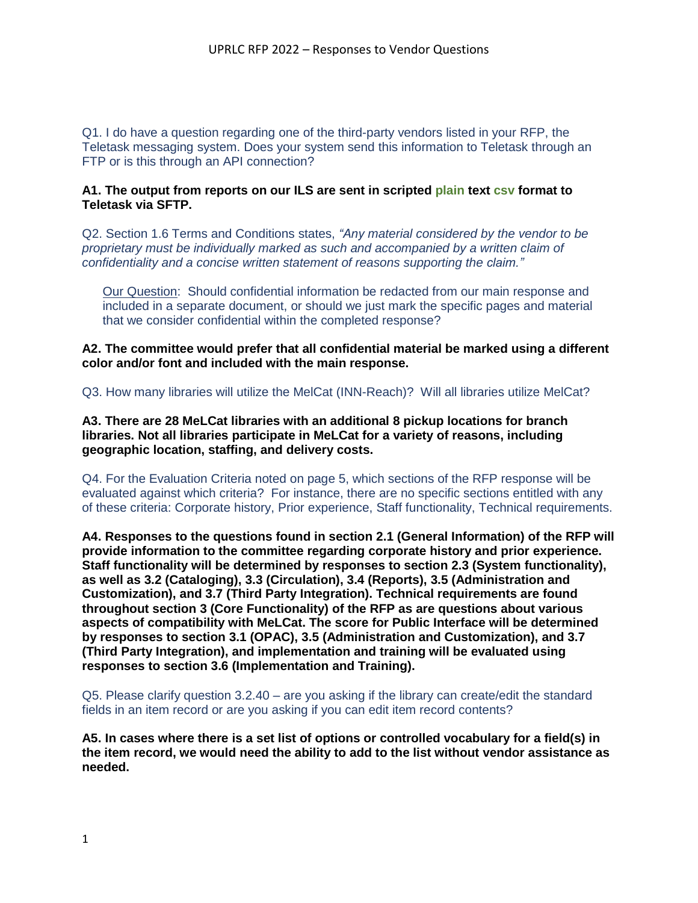# UPRLC RFP 2022 – Responses to Vendor Questions

Q1. I do have a question regarding one of the third-party vendors listed in your RFP, the Teletask messaging system. Does your system send this information to Teletask through an FTP or is this through an API connection?

**A1. The output from reports on our ILS are sent in scripted plain text csv format to Teletask via SFTP.**

Q2. Section 1.6 Terms and Conditions states, *"Any material considered by the vendor to be proprietary must be individually marked as such and accompanied by a written claim of confidentiality and a concise written statement of reasons supporting the claim."*

> Our Question: Should confidential information be redacted from our main response and included in a separate document, or should we just mark the specific pages and material that we consider confidential within the completed response?

**A2. The committee would prefer that all confidential material be marked using a different color and/or font and included with the main response.**

Q3. How many libraries will utilize the MelCat (INN-Reach)? Will all libraries utilize MelCat?

**A3. There are 28 MeLCat libraries with an additional 8 pickup locations for branch libraries. Not all libraries participate in MeLCat for a variety of reasons, including geographic location, staffing, and delivery costs.**

Q4. For the Evaluation Criteria noted on page 5, which sections of the RFP response will be evaluated against which criteria? For instance, there are no specific sections entitled with any of these criteria: Corporate history, Prior experience, Staff functionality, Technical requirements.

**A4. Responses to the questions found in section 2.1 (General Information) of the RFP will provide information to the committee regarding corporate history and prior experience. Staff functionality will be determined by responses to section 2.3 (System functionality), as well as 3.2 (Cataloging), 3.3 (Circulation), 3.4 (Reports), 3.5 (Administration and Customization), and 3.7 (Third Party Integration). Technical requirements are found throughout section 3 (Core Functionality) of the RFP as are questions about various aspects of compatibility with MeLCat. The score for Public Interface will be determined by responses to section 3.1 (OPAC), 3.5 (Administration and Customization), and 3.7 (Third Party Integration), and implementation and training will be evaluated using responses to section 3.6 (Implementation and Training).**

Q5. Please clarify question 3.2.40 – are you asking if the library can create/edit the standard fields in an item record or are you asking if you can edit item record contents?

**A5. In cases where there is a set list of options or controlled vocabulary for a field(s) in the item record, we would need the ability to add to the list without vendor assistance as needed.**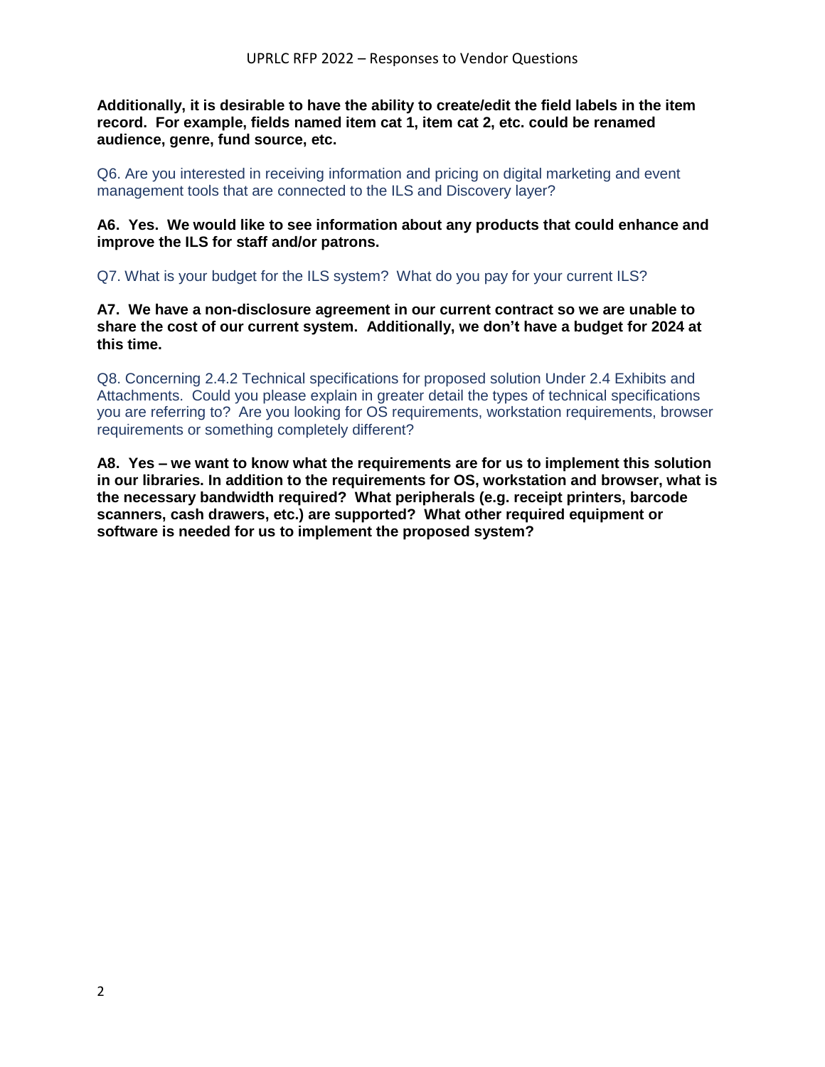**Additionally, it is desirable to have the ability to create/edit the field labels in the item record. For example, fields named item cat 1, item cat 2, etc. could be renamed audience, genre, fund source, etc.**

Q6. Are you interested in receiving information and pricing on digital marketing and event management tools that are connected to the ILS and Discovery layer?

**A6. Yes. We would like to see information about any products that could enhance and improve the ILS for staff and/or patrons.**

Q7. What is your budget for the ILS system? What do you pay for your current ILS?

**A7. We have a non-disclosure agreement in our current contract so we are unable to share the cost of our current system. Additionally, we don't have a budget for 2024 at this time.**

Q8. Concerning 2.4.2 Technical specifications for proposed solution Under 2.4 Exhibits and Attachments. Could you please explain in greater detail the types of technical specifications you are referring to? Are you looking for OS requirements, workstation requirements, browser requirements or something completely different?

**A8. Yes – we want to know what the requirements are for us to implement this solution in our libraries. In addition to the requirements for OS, workstation and browser, what is the necessary bandwidth required? What peripherals (e.g. receipt printers, barcode scanners, cash drawers, etc.) are supported? What other required equipment or software is needed for us to implement the proposed system?**